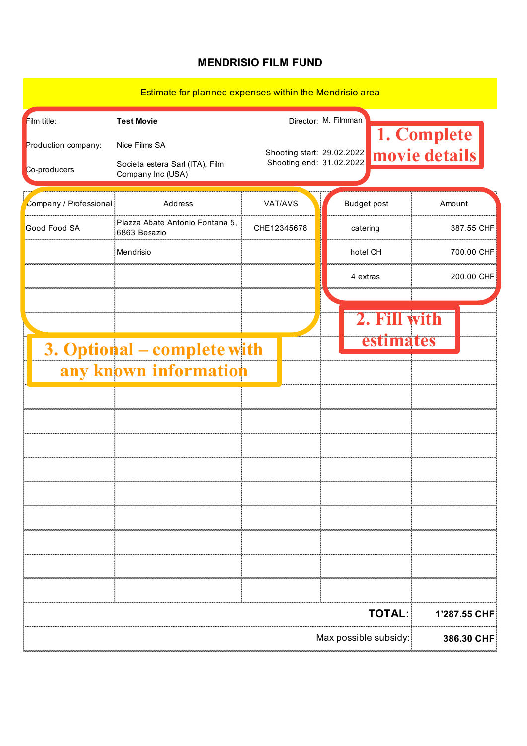# MENDRISIO FILM FUND

Estimate for planned expenses within the Mendrisio area

| | | | |
|---|---|---|---|
| Film title: | **Test Movie** | Director: | M. Filmman |
| Production company: | Nice Films SA | Shooting start: | 29.02.2022 |
| Co-producers: | Societa estera Sarl (ITA), Film Company Inc (USA) | Shooting end: | 31.02.2022 |

1. Complete movie details

| Company / Professional | Address | VAT/AVS | Budget post | Amount |
|---|---|---|---|---|
| Good Food SA | Piazza Abate Antonio Fontana 5, 6863 Besazio | CHE12345678 | catering | 387.55 CHF |
| | Mendrisio | | hotel CH | 700.00 CHF |
| | | | 4 extras | 200.00 CHF |
| | | | | |
| | | | | |
| | | | | |
| | | | | |
| | | | | |
| | | | | |
| | | | | |
| | | | | |
| | | | | |
| | | | | |
| | | | | |
| | | | | |
| | | | **TOTAL:** | **1’287.55 CHF** |
| | | | Max possible subsidy: | **386.30 CHF** |

2. Fill with estimates

3. Optional – complete with any known information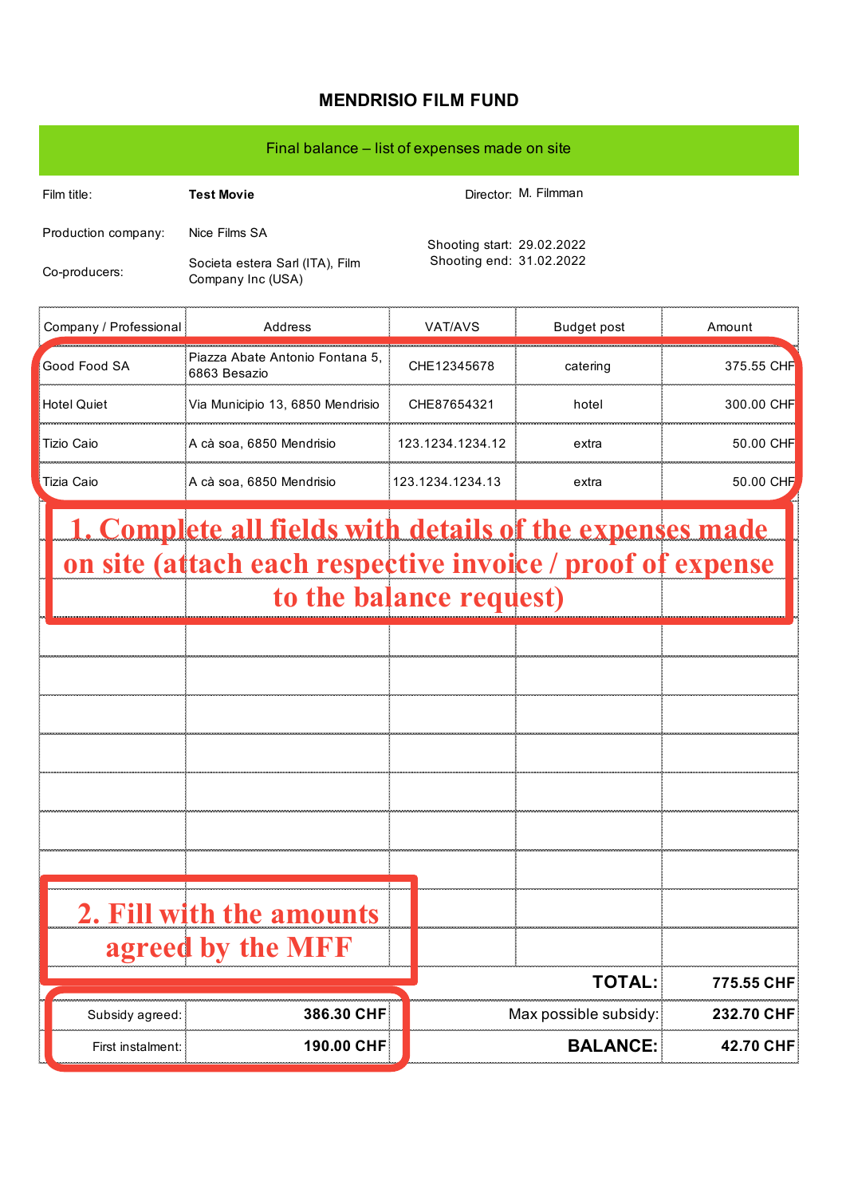# MENDRISIO FILM FUND

Final balance – list of expenses made on site

| | | | |
|---|---|---|---|
| Film title: | **Test Movie** | Director: | M. Filmman |
| Production company: | Nice Films SA | Shooting start: | 29.02.2022 |
| Co-producers: | Societa estera Sarl (ITA), Film Company Inc (USA) | Shooting end: | 31.02.2022 |

| Company / Professional | Address | VAT/AVS | Budget post | Amount |
|---|---|---|---|---|
| Good Food SA | Piazza Abate Antonio Fontana 5, 6863 Besazio | CHE12345678 | catering | 375.55 CHF |
| Hotel Quiet | Via Municipio 13, 6850 Mendrisio | CHE87654321 | hotel | 300.00 CHF |
| Tizio Caio | A cà soa, 6850 Mendrisio | 123.1234.1234.12 | extra | 50.00 CHF |
| Tizia Caio | A cà soa, 6850 Mendrisio | 123.1234.1234.13 | extra | 50.00 CHF |
| | | | | |
| | | | | |
| | | | | |
| | | | | |
| | | | | |
| | | | | |
| | | | | |
| | | | | |
| | | | | |
| | | | | |
| | | | | |
| | | | **TOTAL:** | **775.55 CHF** |
| Subsidy agreed: | **386.30 CHF** | | Max possible subsidy: | **232.70 CHF** |
| First instalment: | **190.00 CHF** | | **BALANCE:** | **42.70 CHF** |

**1. Complete all fields with details of the expenses made on site (attach each respective invoice / proof of expense to the balance request)**

**2. Fill with the amounts agreed by the MFF**